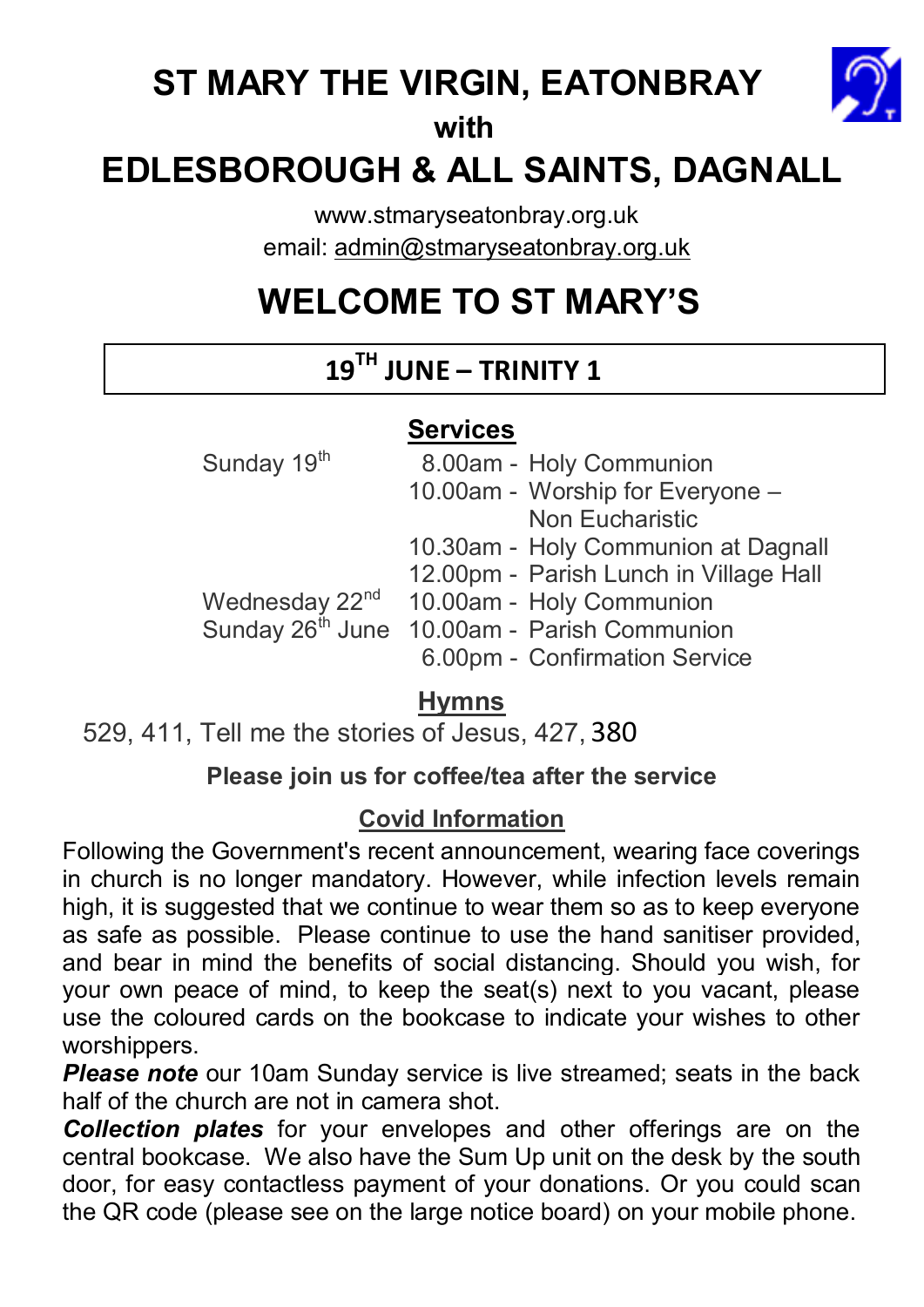# ST MARY THE VIRGIN, EATONBRAY

**with**

# EDLESBOROUGH & ALL SAINTS, DAGNALL

www.stmaryseatonbray.org.uk

email: admin@stmaryseatonbray.org.uk

# WELCOME TO ST MARY'S

## 19TH JUNE – TRINITY 1

### Services

| | | |
|---|---|---|
| Sunday 19th | 8.00am - | Holy Communion |
| | 10.00am - | Worship for Everyone – Non Eucharistic |
| | 10.30am - | Holy Communion at Dagnall |
| | 12.00pm - | Parish Lunch in Village Hall |
| Wednesday 22nd | 10.00am - | Holy Communion |
| Sunday 26th June | 10.00am - | Parish Communion |
| | 6.00pm - | Confirmation Service |

### Hymns

529, 411, Tell me the stories of Jesus, 427, 380

**Please join us for coffee/tea after the service**

### Covid Information

Following the Government's recent announcement, wearing face coverings in church is no longer mandatory. However, while infection levels remain high, it is suggested that we continue to wear them so as to keep everyone as safe as possible. Please continue to use the hand sanitiser provided, and bear in mind the benefits of social distancing. Should you wish, for your own peace of mind, to keep the seat(s) next to you vacant, please use the coloured cards on the bookcase to indicate your wishes to other worshippers.

***Please note*** our 10am Sunday service is live streamed; seats in the back half of the church are not in camera shot.

***Collection plates*** for your envelopes and other offerings are on the central bookcase. We also have the Sum Up unit on the desk by the south door, for easy contactless payment of your donations. Or you could scan the QR code (please see on the large notice board) on your mobile phone.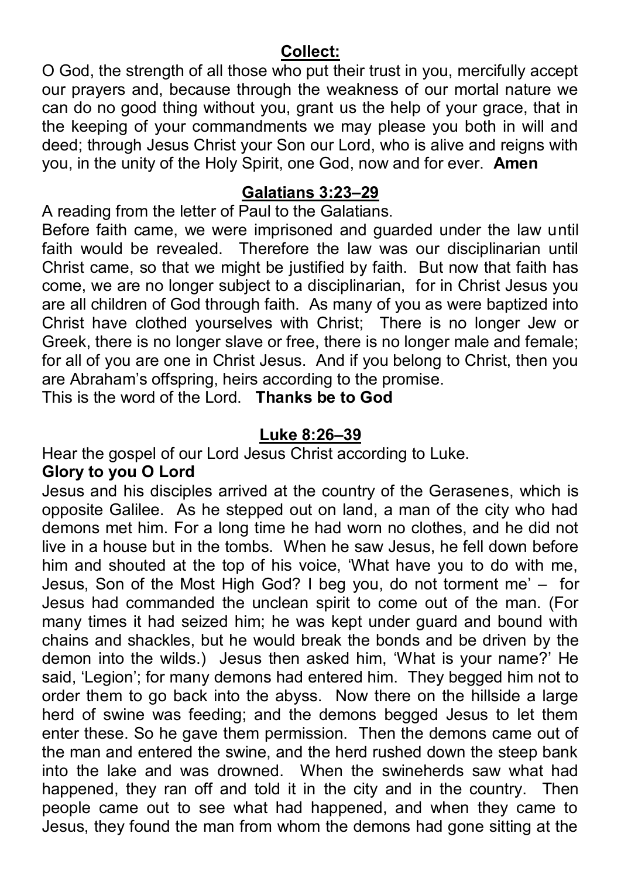**Collect:**

O God, the strength of all those who put their trust in you, mercifully accept our prayers and, because through the weakness of our mortal nature we can do no good thing without you, grant us the help of your grace, that in the keeping of your commandments we may please you both in will and deed; through Jesus Christ your Son our Lord, who is alive and reigns with you, in the unity of the Holy Spirit, one God, now and for ever. **Amen**

**Galatians 3:23–29**

A reading from the letter of Paul to the Galatians.

Before faith came, we were imprisoned and guarded under the law until faith would be revealed. Therefore the law was our disciplinarian until Christ came, so that we might be justified by faith. But now that faith has come, we are no longer subject to a disciplinarian, for in Christ Jesus you are all children of God through faith. As many of you as were baptized into Christ have clothed yourselves with Christ; There is no longer Jew or Greek, there is no longer slave or free, there is no longer male and female; for all of you are one in Christ Jesus. And if you belong to Christ, then you are Abraham's offspring, heirs according to the promise.

This is the word of the Lord. **Thanks be to God**

**Luke 8:26–39**

Hear the gospel of our Lord Jesus Christ according to Luke.

**Glory to you O Lord**

Jesus and his disciples arrived at the country of the Gerasenes, which is opposite Galilee. As he stepped out on land, a man of the city who had demons met him. For a long time he had worn no clothes, and he did not live in a house but in the tombs. When he saw Jesus, he fell down before him and shouted at the top of his voice, 'What have you to do with me, Jesus, Son of the Most High God? I beg you, do not torment me' – for Jesus had commanded the unclean spirit to come out of the man. (For many times it had seized him; he was kept under guard and bound with chains and shackles, but he would break the bonds and be driven by the demon into the wilds.) Jesus then asked him, 'What is your name?' He said, 'Legion'; for many demons had entered him. They begged him not to order them to go back into the abyss. Now there on the hillside a large herd of swine was feeding; and the demons begged Jesus to let them enter these. So he gave them permission. Then the demons came out of the man and entered the swine, and the herd rushed down the steep bank into the lake and was drowned. When the swineherds saw what had happened, they ran off and told it in the city and in the country. Then people came out to see what had happened, and when they came to Jesus, they found the man from whom the demons had gone sitting at the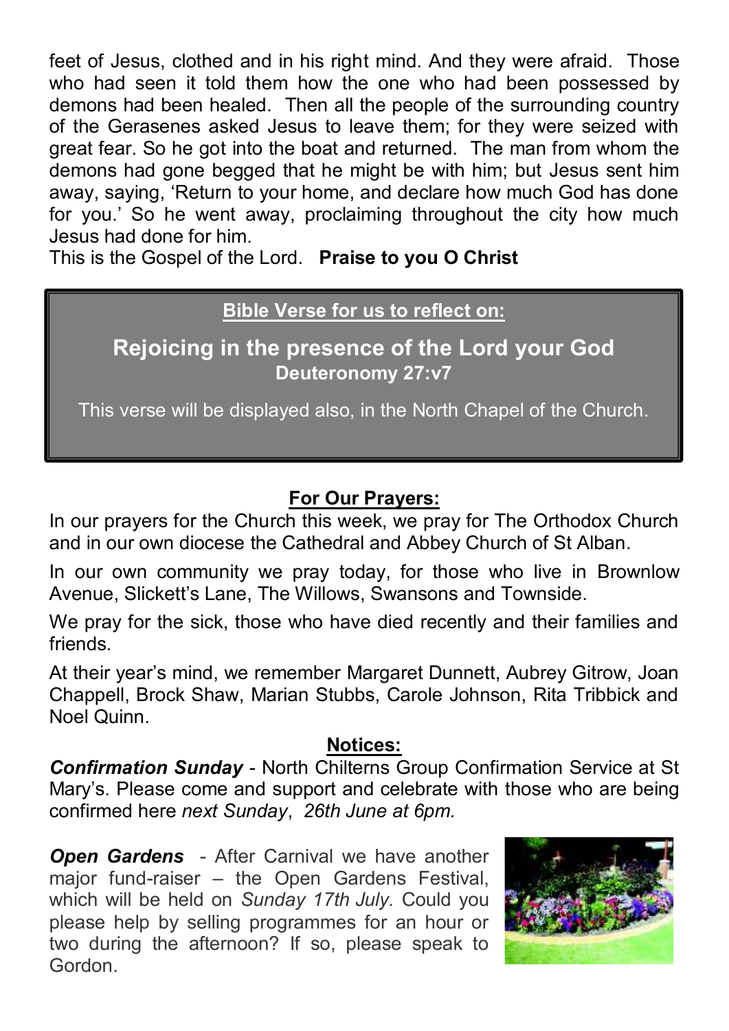feet of Jesus, clothed and in his right mind. And they were afraid. Those who had seen it told them how the one who had been possessed by demons had been healed. Then all the people of the surrounding country of the Gerasenes asked Jesus to leave them; for they were seized with great fear. So he got into the boat and returned. The man from whom the demons had gone begged that he might be with him; but Jesus sent him away, saying, 'Return to your home, and declare how much God has done for you.' So he went away, proclaiming throughout the city how much Jesus had done for him.

This is the Gospel of the Lord. **Praise to you O Christ**

**Bible Verse for us to reflect on:**

## Rejoicing in the presence of the Lord your God

**Deuteronomy 27:v7**

This verse will be displayed also, in the North Chapel of the Church.

## For Our Prayers:

In our prayers for the Church this week, we pray for The Orthodox Church and in our own diocese the Cathedral and Abbey Church of St Alban.

In our own community we pray today, for those who live in Brownlow Avenue, Slickett's Lane, The Willows, Swansons and Townside.

We pray for the sick, those who have died recently and their families and friends.

At their year's mind, we remember Margaret Dunnett, Aubrey Gitrow, Joan Chappell, Brock Shaw, Marian Stubbs, Carole Johnson, Rita Tribbick and Noel Quinn.

## Notices:

***Confirmation Sunday*** - North Chilterns Group Confirmation Service at St Mary's. Please come and support and celebrate with those who are being confirmed here *next Sunday*, *26th June at 6pm.*

***Open Gardens*** - After Carnival we have another major fund-raiser – the Open Gardens Festival, which will be held on *Sunday 17th July.* Could you please help by selling programmes for an hour or two during the afternoon? If so, please speak to Gordon.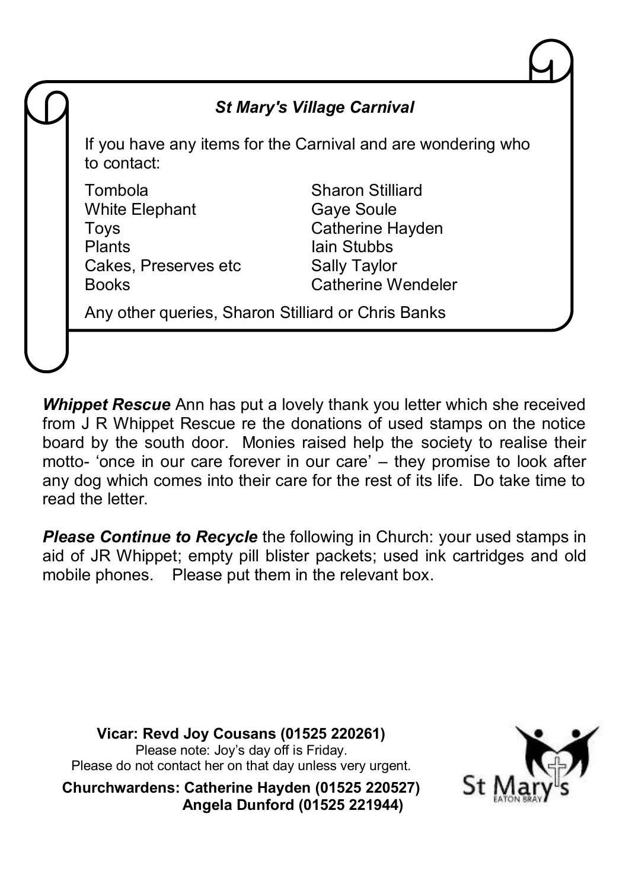### *St Mary's Village Carnival*

If you have any items for the Carnival and are wondering who to contact:

| | |
|---|---|
| Tombola | Sharon Stilliard |
| White Elephant | Gaye Soule |
| Toys | Catherine Hayden |
| Plants | Iain Stubbs |
| Cakes, Preserves etc | Sally Taylor |
| Books | Catherine Wendeler |

Any other queries, Sharon Stilliard or Chris Banks

***Whippet Rescue*** Ann has put a lovely thank you letter which she received from J R Whippet Rescue re the donations of used stamps on the notice board by the south door. Monies raised help the society to realise their motto- 'once in our care forever in our care' – they promise to look after any dog which comes into their care for the rest of its life. Do take time to read the letter.

***Please Continue to Recycle*** the following in Church: your used stamps in aid of JR Whippet; empty pill blister packets; used ink cartridges and old mobile phones. Please put them in the relevant box.

**Vicar: Revd Joy Cousans (01525 220261)**
Please note: Joy's day off is Friday.
Please do not contact her on that day unless very urgent.

**Churchwardens: Catherine Hayden (01525 220527)**
**Angela Dunford (01525 221944)**

St Mary's EATON BRAY